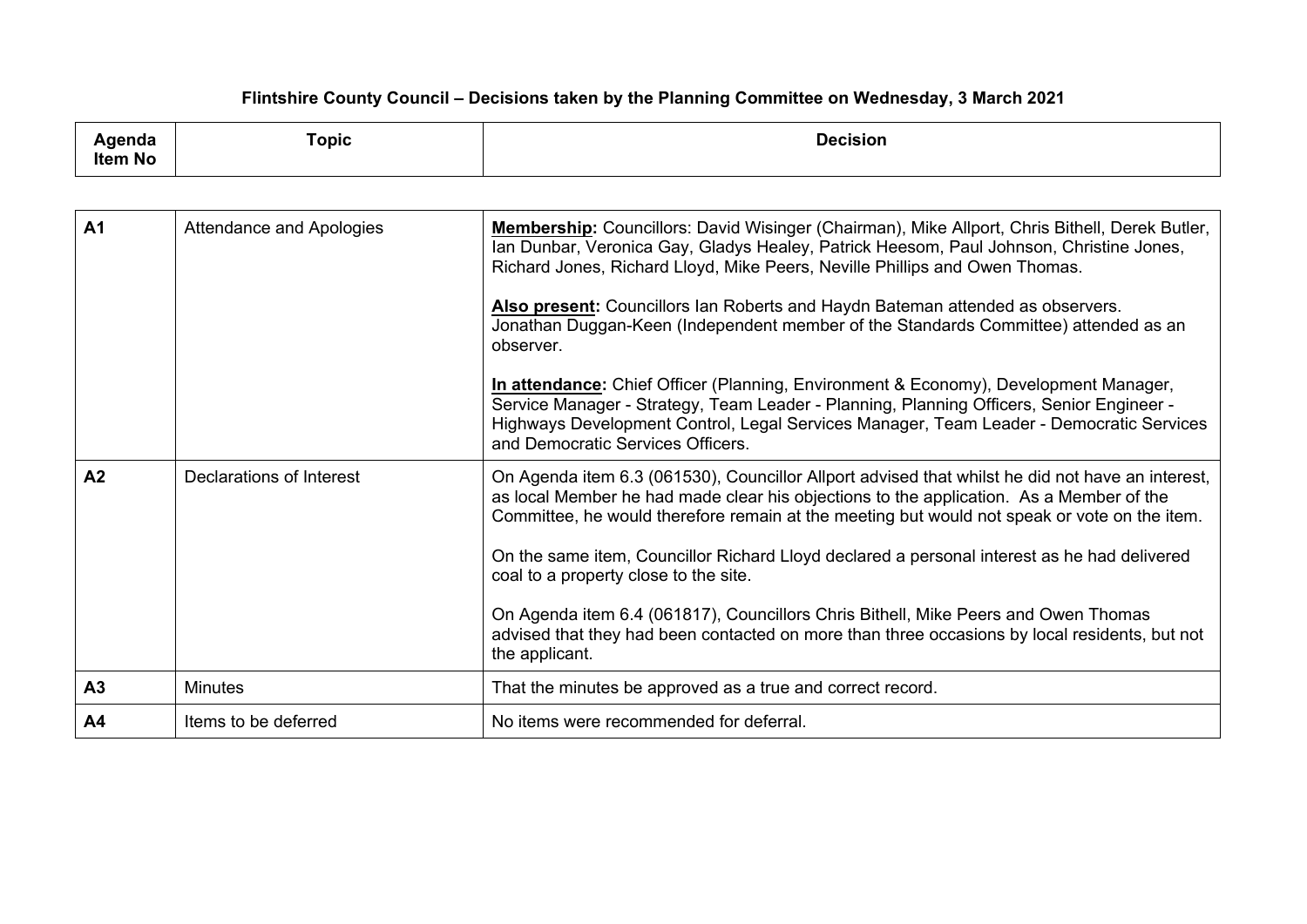# Flintshire County Council – Decisions taken by the Planning Committee on Wednesday, 3 March 2021

| Agenda Item No | Topic | Decision |
| --- | --- | --- |
| A1 | Attendance and Apologies | **Membership:** Councillors: David Wisinger (Chairman), Mike Allport, Chris Bithell, Derek Butler, Ian Dunbar, Veronica Gay, Gladys Healey, Patrick Heesom, Paul Johnson, Christine Jones, Richard Jones, Richard Lloyd, Mike Peers, Neville Phillips and Owen Thomas.<br><br>**Also present:** Councillors Ian Roberts and Haydn Bateman attended as observers. Jonathan Duggan-Keen (Independent member of the Standards Committee) attended as an observer.<br><br>**In attendance:** Chief Officer (Planning, Environment & Economy), Development Manager, Service Manager - Strategy, Team Leader - Planning, Planning Officers, Senior Engineer - Highways Development Control, Legal Services Manager, Team Leader - Democratic Services and Democratic Services Officers. |
| A2 | Declarations of Interest | On Agenda item 6.3 (061530), Councillor Allport advised that whilst he did not have an interest, as local Member he had made clear his objections to the application. As a Member of the Committee, he would therefore remain at the meeting but would not speak or vote on the item.<br><br>On the same item, Councillor Richard Lloyd declared a personal interest as he had delivered coal to a property close to the site.<br><br>On Agenda item 6.4 (061817), Councillors Chris Bithell, Mike Peers and Owen Thomas advised that they had been contacted on more than three occasions by local residents, but not the applicant. |
| A3 | Minutes | That the minutes be approved as a true and correct record. |
| A4 | Items to be deferred | No items were recommended for deferral. |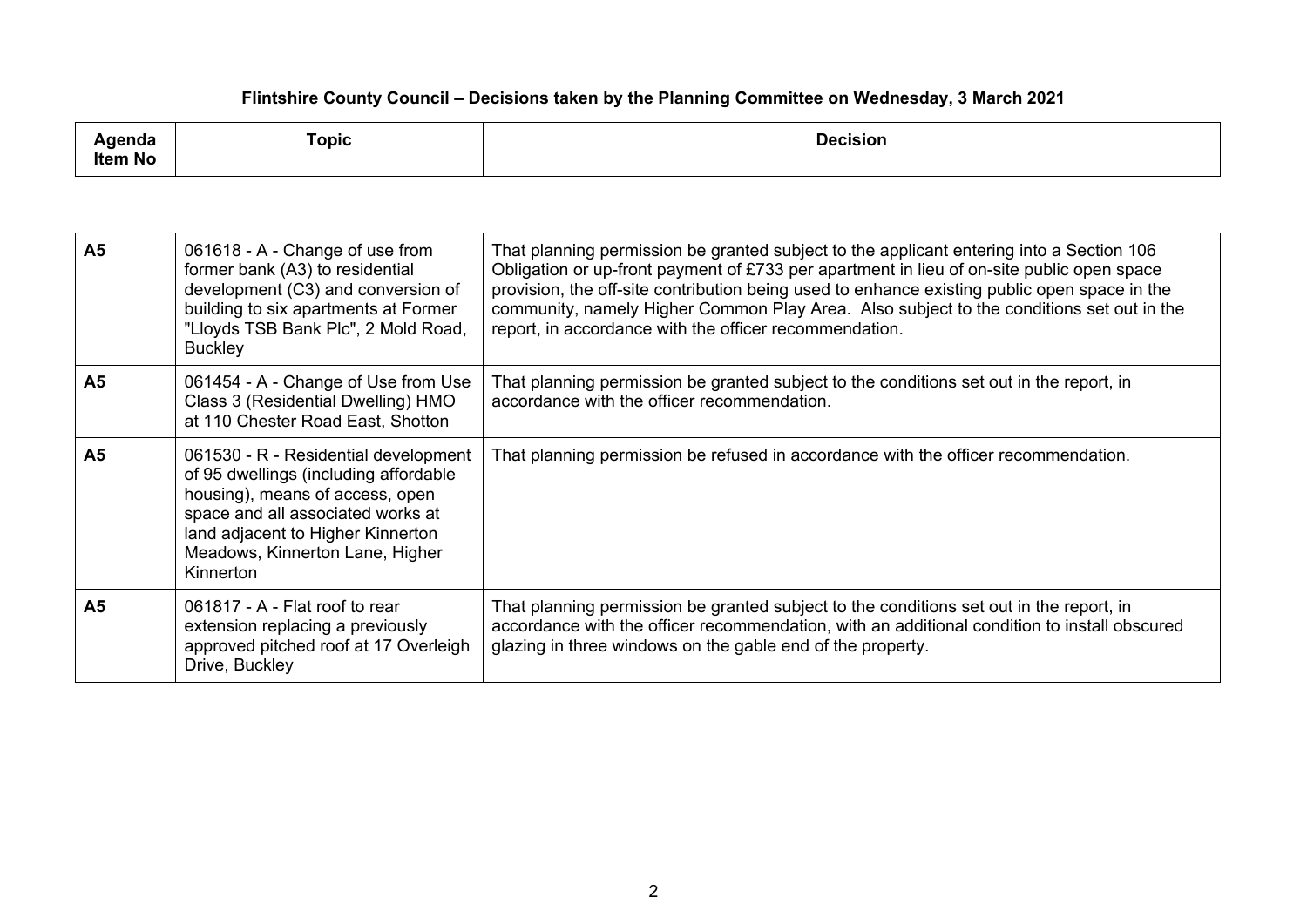**Flintshire County Council – Decisions taken by the Planning Committee on Wednesday, 3 March 2021**

| Agenda Item No | Topic | Decision |
|---|---|---|
| **A5** | 061618 - A - Change of use from former bank (A3) to residential development (C3) and conversion of building to six apartments at Former "Lloyds TSB Bank Plc", 2 Mold Road, Buckley | That planning permission be granted subject to the applicant entering into a Section 106 Obligation or up-front payment of £733 per apartment in lieu of on-site public open space provision, the off-site contribution being used to enhance existing public open space in the community, namely Higher Common Play Area. Also subject to the conditions set out in the report, in accordance with the officer recommendation. |
| **A5** | 061454 - A - Change of Use from Use Class 3 (Residential Dwelling) HMO at 110 Chester Road East, Shotton | That planning permission be granted subject to the conditions set out in the report, in accordance with the officer recommendation. |
| **A5** | 061530 - R - Residential development of 95 dwellings (including affordable housing), means of access, open space and all associated works at land adjacent to Higher Kinnerton Meadows, Kinnerton Lane, Higher Kinnerton | That planning permission be refused in accordance with the officer recommendation. |
| **A5** | 061817 - A - Flat roof to rear extension replacing a previously approved pitched roof at 17 Overleigh Drive, Buckley | That planning permission be granted subject to the conditions set out in the report, in accordance with the officer recommendation, with an additional condition to install obscured glazing in three windows on the gable end of the property. |